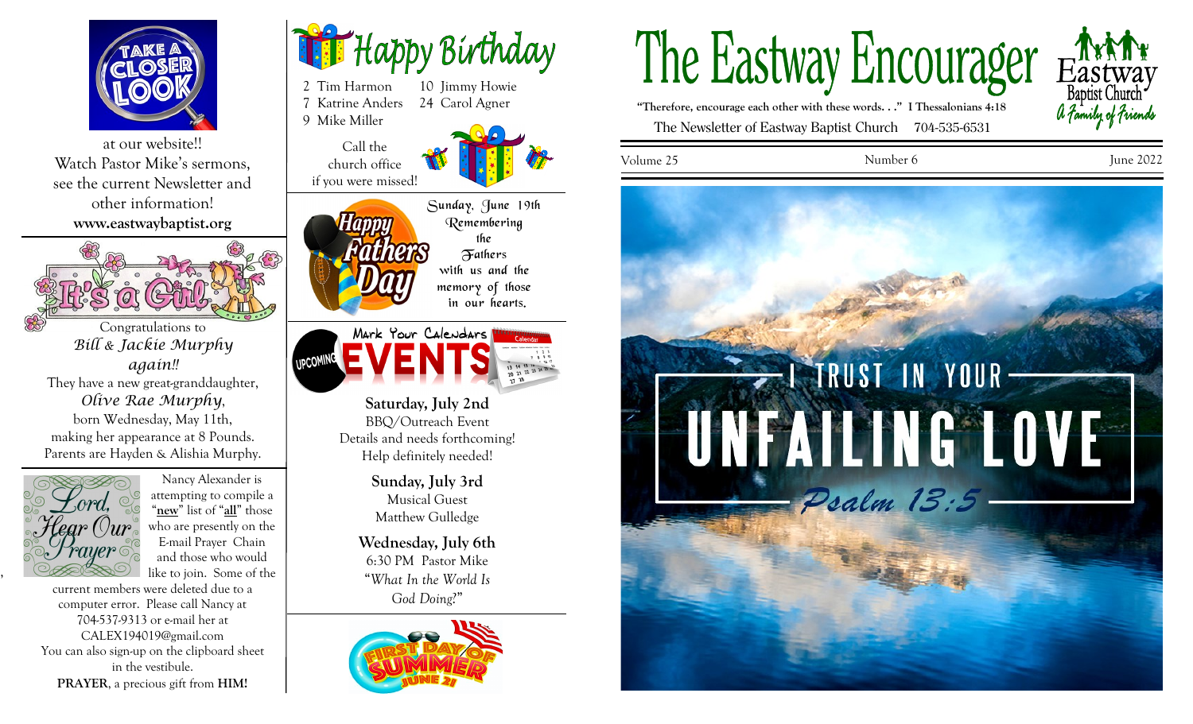TAKE A CLOSER LOOK

at our website!!
Watch Pastor Mike's sermons, see the current Newsletter and other information!
**www.eastwaybaptist.org**

It's a Girl

Congratulations to
*Bill & Jackie Murphy again!!*
They have a new great-granddaughter,
*Olive Rae Murphy*,
born Wednesday, May 11th,
making her appearance at 8 Pounds.
Parents are Hayden & Alishia Murphy.

Lord, Hear Our Prayer

Nancy Alexander is attempting to compile a "**new**" list of "**all**" those who are presently on the E-mail Prayer Chain and those who would like to join. Some of the current members were deleted due to a computer error. Please call Nancy at 704-537-9313 or e-mail her at CALEX194019@gmail.com
You can also sign-up on the clipboard sheet in the vestibule.
**PRAYER**, a precious gift from **HIM!**

## Happy Birthday

2 Tim Harmon
7 Katrine Anders
9 Mike Miller
10 Jimmy Howie
24 Carol Agner

Call the church office if you were missed!

Happy Fathers Day

Sunday, June 19th
Remembering the Fathers with us and the memory of those in our hearts.

Mark Your Calendars
UPCOMING EVENTS

**Saturday, July 2nd**
BBQ/Outreach Event
Details and needs forthcoming!
Help definitely needed!

**Sunday, July 3rd**
Musical Guest
Matthew Gulledge

**Wednesday, July 6th**
6:30 PM Pastor Mike
"*What In the World Is God Doing?*"

FIRST DAY OF SUMMER JUNE 21

# The Eastway Encourager

**"Therefore, encourage each other with these words. . ." I Thessalonians 4:18**

The Newsletter of Eastway Baptist Church 704-535-6531

Eastway Baptist Church — A Family of Friends

Volume 25 Number 6 June 2022

I TRUST IN YOUR
UNFAILING LOVE
*Psalm 13:5*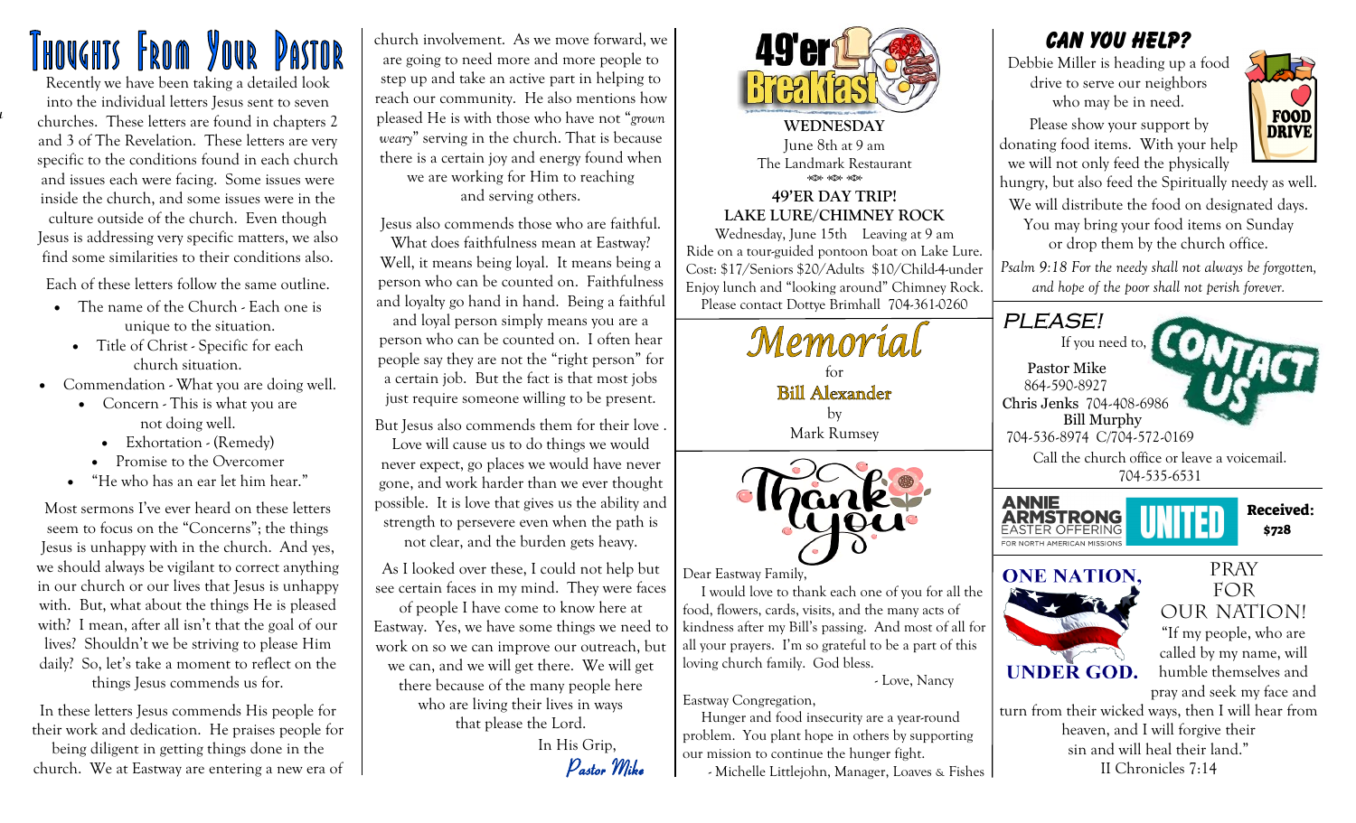# Thoughts From Your Pastor

Recently we have been taking a detailed look into the individual letters Jesus sent to seven churches. These letters are found in chapters 2 and 3 of The Revelation. These letters are very specific to the conditions found in each church and issues each were facing. Some issues were inside the church, and some issues were in the culture outside of the church. Even though Jesus is addressing very specific matters, we also find some similarities to their conditions also.

Each of these letters follow the same outline.

- The name of the Church - Each one is unique to the situation.
  - Title of Christ - Specific for each church situation.
- Commendation - What you are doing well.
  - Concern - This is what you are not doing well.
    - Exhortation - (Remedy)
    - Promise to the Overcomer
  - "He who has an ear let him hear."

Most sermons I've ever heard on these letters seem to focus on the "Concerns"; the things Jesus is unhappy with in the church. And yes, we should always be vigilant to correct anything in our church or our lives that Jesus is unhappy with. But, what about the things He is pleased with? I mean, after all isn't that the goal of our lives? Shouldn't we be striving to please Him daily? So, let's take a moment to reflect on the things Jesus commends us for.

In these letters Jesus commends His people for their work and dedication. He praises people for being diligent in getting things done in the church. We at Eastway are entering a new era of church involvement. As we move forward, we are going to need more and more people to step up and take an active part in helping to reach our community. He also mentions how pleased He is with those who have not "*grown weary*" serving in the church. That is because there is a certain joy and energy found when we are working for Him to reaching and serving others.

Jesus also commends those who are faithful. What does faithfulness mean at Eastway? Well, it means being loyal. It means being a person who can be counted on. Faithfulness and loyalty go hand in hand. Being a faithful and loyal person simply means you are a person who can be counted on. I often hear people say they are not the "right person" for a certain job. But the fact is that most jobs just require someone willing to be present.

But Jesus also commends them for their love . Love will cause us to do things we would never expect, go places we would have never gone, and work harder than we ever thought possible. It is love that gives us the ability and strength to persevere even when the path is not clear, and the burden gets heavy.

As I looked over these, I could not help but see certain faces in my mind. They were faces of people I have come to know here at Eastway. Yes, we have some things we need to work on so we can improve our outreach, but we can, and we will get there. We will get there because of the many people here who are living their lives in ways that please the Lord.

In His Grip,

*Pastor Mike*

## 49'er Breakfast

**WEDNESDAY**
June 8th at 9 am
The Landmark Restaurant

**49'ER DAY TRIP!**
**LAKE LURE/CHIMNEY ROCK**

Wednesday, June 15th   Leaving at 9 am
Ride on a tour-guided pontoon boat on Lake Lure.
Cost: $17/Seniors $20/Adults $10/Child-4-under
Enjoy lunch and "looking around" Chimney Rock.
Please contact Dottye Brimhall 704-361-0260

## Memorial

for
**Bill Alexander**
by
Mark Rumsey

## Thank you

Dear Eastway Family,

I would love to thank each one of you for all the food, flowers, cards, visits, and the many acts of kindness after my Bill's passing. And most of all for all your prayers. I'm so grateful to be a part of this loving church family. God bless.

- Love, Nancy

Eastway Congregation,

Hunger and food insecurity are a year-round problem. You plant hope in others by supporting our mission to continue the hunger fight.

- Michelle Littlejohn, Manager, Loaves & Fishes

## Can You Help?

Debbie Miller is heading up a food drive to serve our neighbors who may be in need.

Please show your support by donating food items. With your help we will not only feed the physically hungry, but also feed the Spiritually needy as well.

We will distribute the food on designated days. You may bring your food items on Sunday or drop them by the church office.

*Psalm 9:18 For the needy shall not always be forgotten, and hope of the poor shall not perish forever.*

## PLEASE! If you need to, CONTACT US

Pastor Mike
864-590-8927
Chris Jenks 704-408-6986
Bill Murphy
704-536-8974 C/704-572-0169

Call the church office or leave a voicemail.
704-535-6531

**ANNIE ARMSTRONG EASTER OFFERING** FOR NORTH AMERICAN MISSIONS — UNITED
**Received: $728**

## ONE NATION, UNDER GOD.

PRAY FOR OUR NATION!

"If my people, who are called by my name, will humble themselves and pray and seek my face and turn from their wicked ways, then I will hear from heaven, and I will forgive their sin and will heal their land."
II Chronicles 7:14